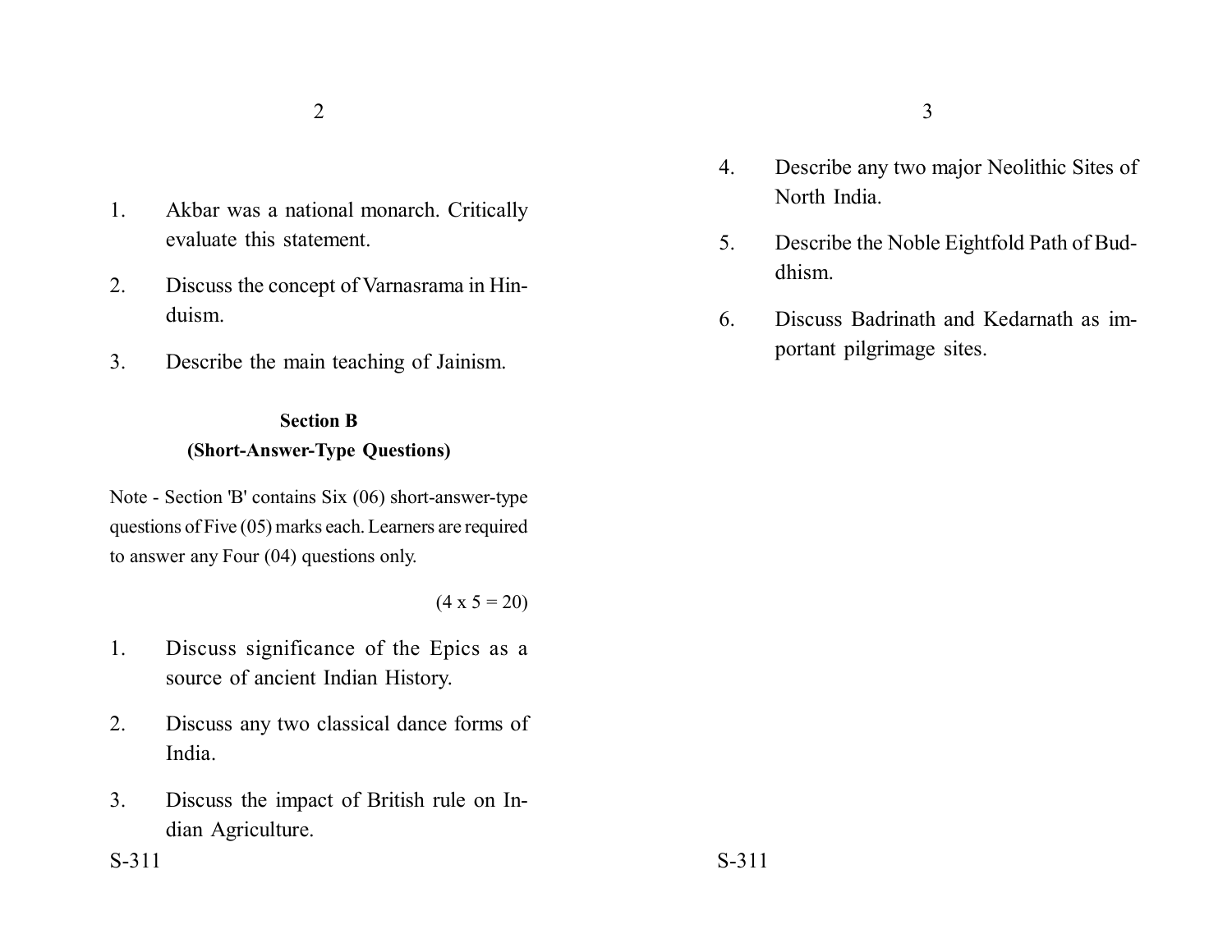1. Akbar was a national monarch. Critically evaluate this statement.

2. Discuss the concept of Varnasrama in Hinduism.

3. Describe the main teaching of Jainism.

**Section B**
**(Short-Answer-Type Questions)**

Note - Section 'B' contains Six (06) short-answer-type questions of Five (05) marks each. Learners are required to answer any Four (04) questions only.

(4 x 5 = 20)

1. Discuss significance of the Epics as a source of ancient Indian History.

2. Discuss any two classical dance forms of India.

3. Discuss the impact of British rule on Indian Agriculture.

4. Describe any two major Neolithic Sites of North India.

5. Describe the Noble Eightfold Path of Buddhism.

6. Discuss Badrinath and Kedarnath as important pilgrimage sites.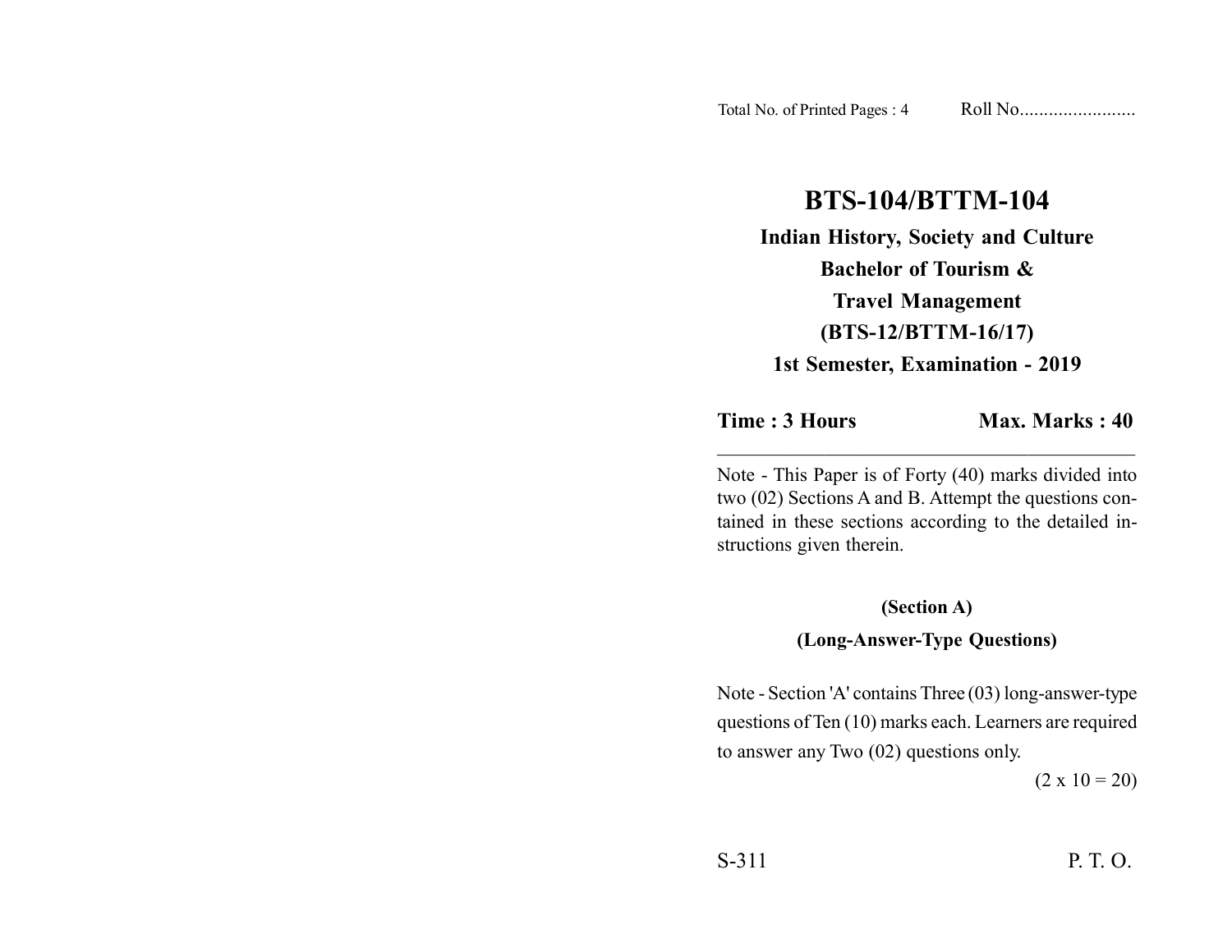Total No. of Printed Pages : 4 Roll No........................

# BTS-104/BTTM-104

## Indian History, Society and Culture

## Bachelor of Tourism & Travel Management

## (BTS-12/BTTM-16/17)

## 1st Semester, Examination - 2019

**Time : 3 Hours** **Max. Marks : 40**

---

Note - This Paper is of Forty (40) marks divided into two (02) Sections A and B. Attempt the questions contained in these sections according to the detailed instructions given therein.

### (Section A)

### (Long-Answer-Type Questions)

Note - Section 'A' contains Three (03) long-answer-type questions of Ten (10) marks each. Learners are required to answer any Two (02) questions only.

(2 x 10 = 20)

S-311 P. T. O.